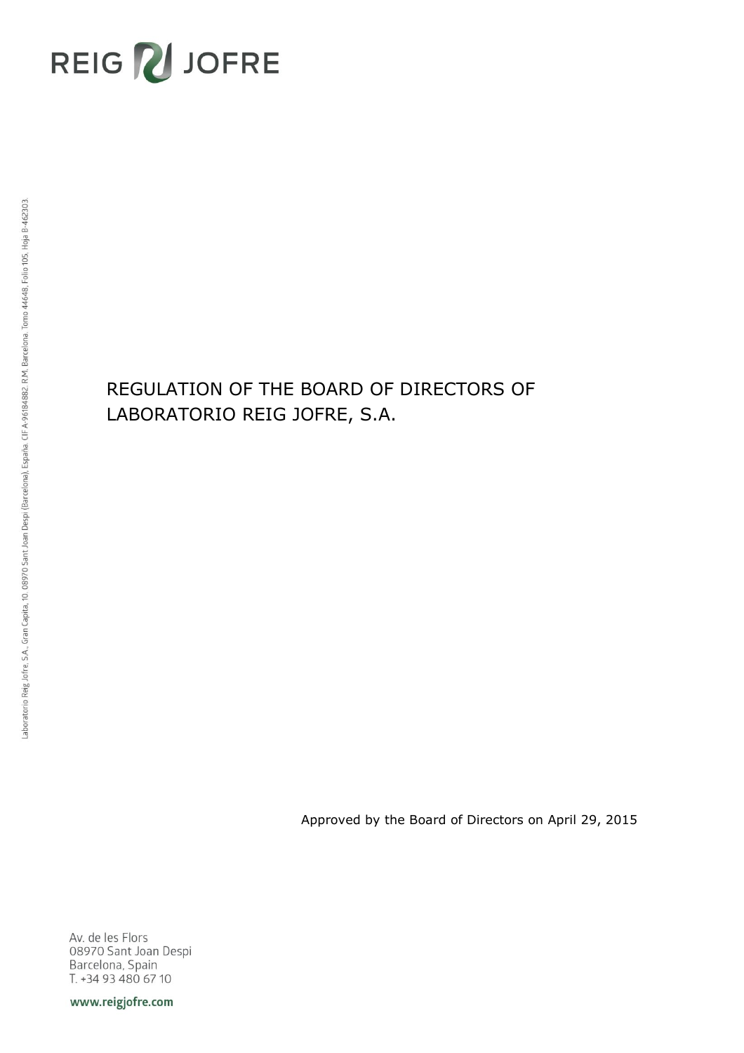REIG JOFRE

Laboratorio Reig Jofre, S.A., Gran Capità, 10. 08970 Sant Joan Despí (Barcelona), España. CIF A-96184882. R.M. Barcelona. Tomo 44648, Folio 105, Hoja B-462303.

# REGULATION OF THE BOARD OF DIRECTORS OF LABORATORIO REIG JOFRE, S.A.

Approved by the Board of Directors on April 29, 2015

Av. de les Flors
08970 Sant Joan Despi
Barcelona, Spain
T. +34 93 480 67 10

www.reigjofre.com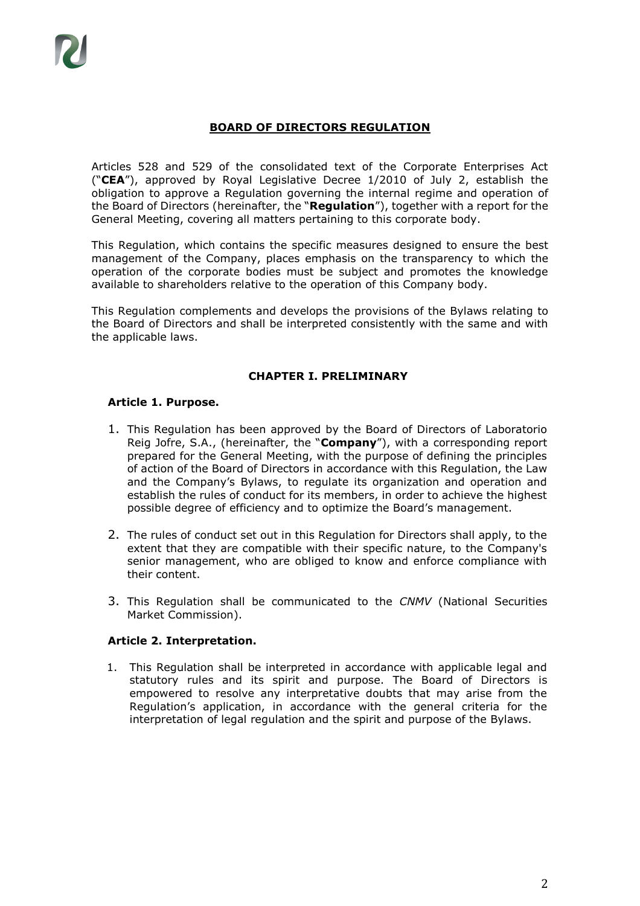# BOARD OF DIRECTORS REGULATION

Articles 528 and 529 of the consolidated text of the Corporate Enterprises Act ("**CEA**"), approved by Royal Legislative Decree 1/2010 of July 2, establish the obligation to approve a Regulation governing the internal regime and operation of the Board of Directors (hereinafter, the "**Regulation**"), together with a report for the General Meeting, covering all matters pertaining to this corporate body.

This Regulation, which contains the specific measures designed to ensure the best management of the Company, places emphasis on the transparency to which the operation of the corporate bodies must be subject and promotes the knowledge available to shareholders relative to the operation of this Company body.

This Regulation complements and develops the provisions of the Bylaws relating to the Board of Directors and shall be interpreted consistently with the same and with the applicable laws.

## CHAPTER I. PRELIMINARY

### Article 1. Purpose.

1. This Regulation has been approved by the Board of Directors of Laboratorio Reig Jofre, S.A., (hereinafter, the "**Company**"), with a corresponding report prepared for the General Meeting, with the purpose of defining the principles of action of the Board of Directors in accordance with this Regulation, the Law and the Company's Bylaws, to regulate its organization and operation and establish the rules of conduct for its members, in order to achieve the highest possible degree of efficiency and to optimize the Board's management.
2. The rules of conduct set out in this Regulation for Directors shall apply, to the extent that they are compatible with their specific nature, to the Company's senior management, who are obliged to know and enforce compliance with their content.
3. This Regulation shall be communicated to the *CNMV* (National Securities Market Commission).

### Article 2. Interpretation.

1. This Regulation shall be interpreted in accordance with applicable legal and statutory rules and its spirit and purpose. The Board of Directors is empowered to resolve any interpretative doubts that may arise from the Regulation's application, in accordance with the general criteria for the interpretation of legal regulation and the spirit and purpose of the Bylaws.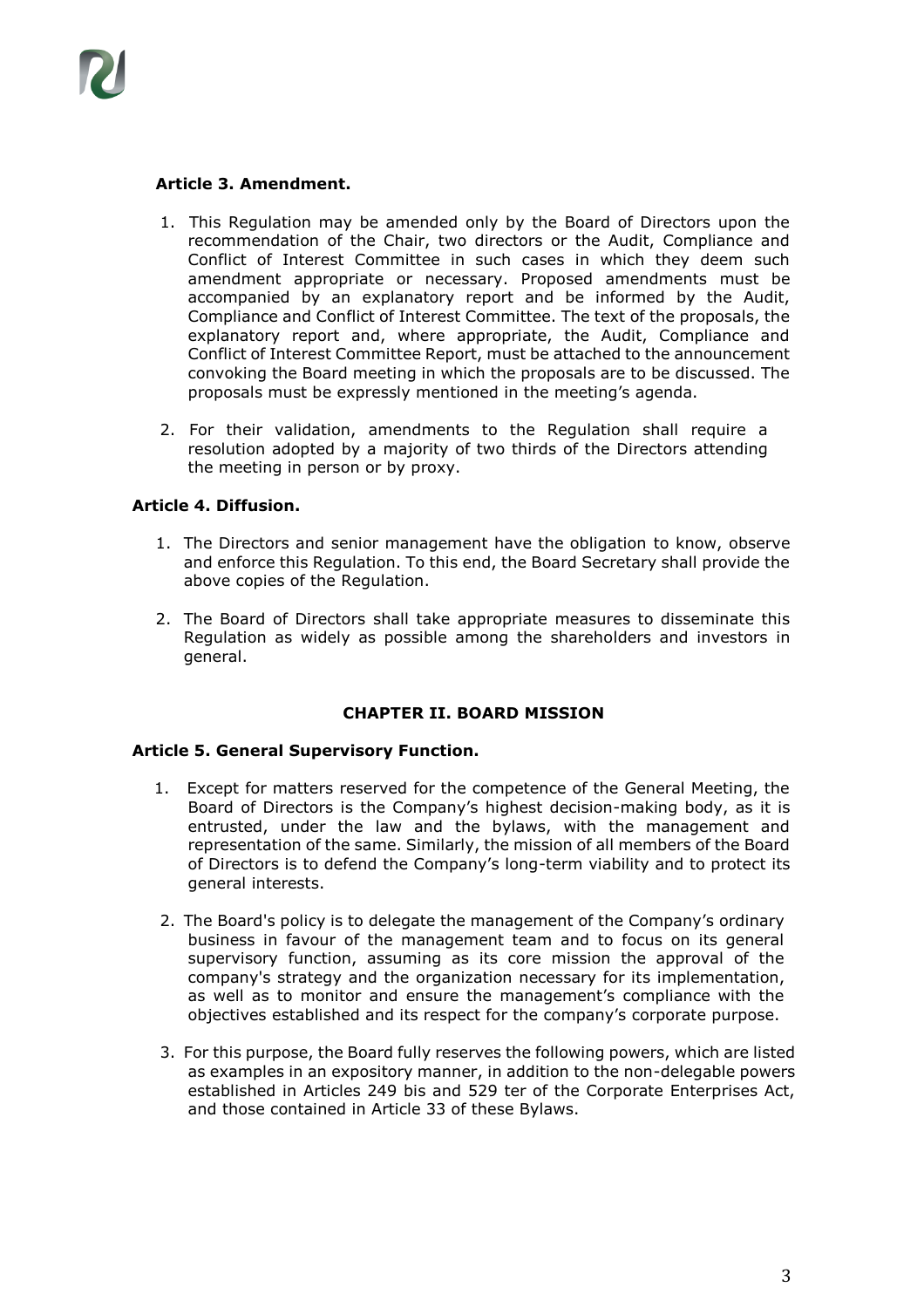**Article 3. Amendment.**

1. This Regulation may be amended only by the Board of Directors upon the recommendation of the Chair, two directors or the Audit, Compliance and Conflict of Interest Committee in such cases in which they deem such amendment appropriate or necessary. Proposed amendments must be accompanied by an explanatory report and be informed by the Audit, Compliance and Conflict of Interest Committee. The text of the proposals, the explanatory report and, where appropriate, the Audit, Compliance and Conflict of Interest Committee Report, must be attached to the announcement convoking the Board meeting in which the proposals are to be discussed. The proposals must be expressly mentioned in the meeting's agenda.

2. For their validation, amendments to the Regulation shall require a resolution adopted by a majority of two thirds of the Directors attending the meeting in person or by proxy.

**Article 4. Diffusion.**

1. The Directors and senior management have the obligation to know, observe and enforce this Regulation. To this end, the Board Secretary shall provide the above copies of the Regulation.

2. The Board of Directors shall take appropriate measures to disseminate this Regulation as widely as possible among the shareholders and investors in general.

## CHAPTER II. BOARD MISSION

**Article 5. General Supervisory Function.**

1. Except for matters reserved for the competence of the General Meeting, the Board of Directors is the Company's highest decision-making body, as it is entrusted, under the law and the bylaws, with the management and representation of the same. Similarly, the mission of all members of the Board of Directors is to defend the Company's long-term viability and to protect its general interests.

2. The Board's policy is to delegate the management of the Company's ordinary business in favour of the management team and to focus on its general supervisory function, assuming as its core mission the approval of the company's strategy and the organization necessary for its implementation, as well as to monitor and ensure the management's compliance with the objectives established and its respect for the company's corporate purpose.

3. For this purpose, the Board fully reserves the following powers, which are listed as examples in an expository manner, in addition to the non-delegable powers established in Articles 249 bis and 529 ter of the Corporate Enterprises Act, and those contained in Article 33 of these Bylaws.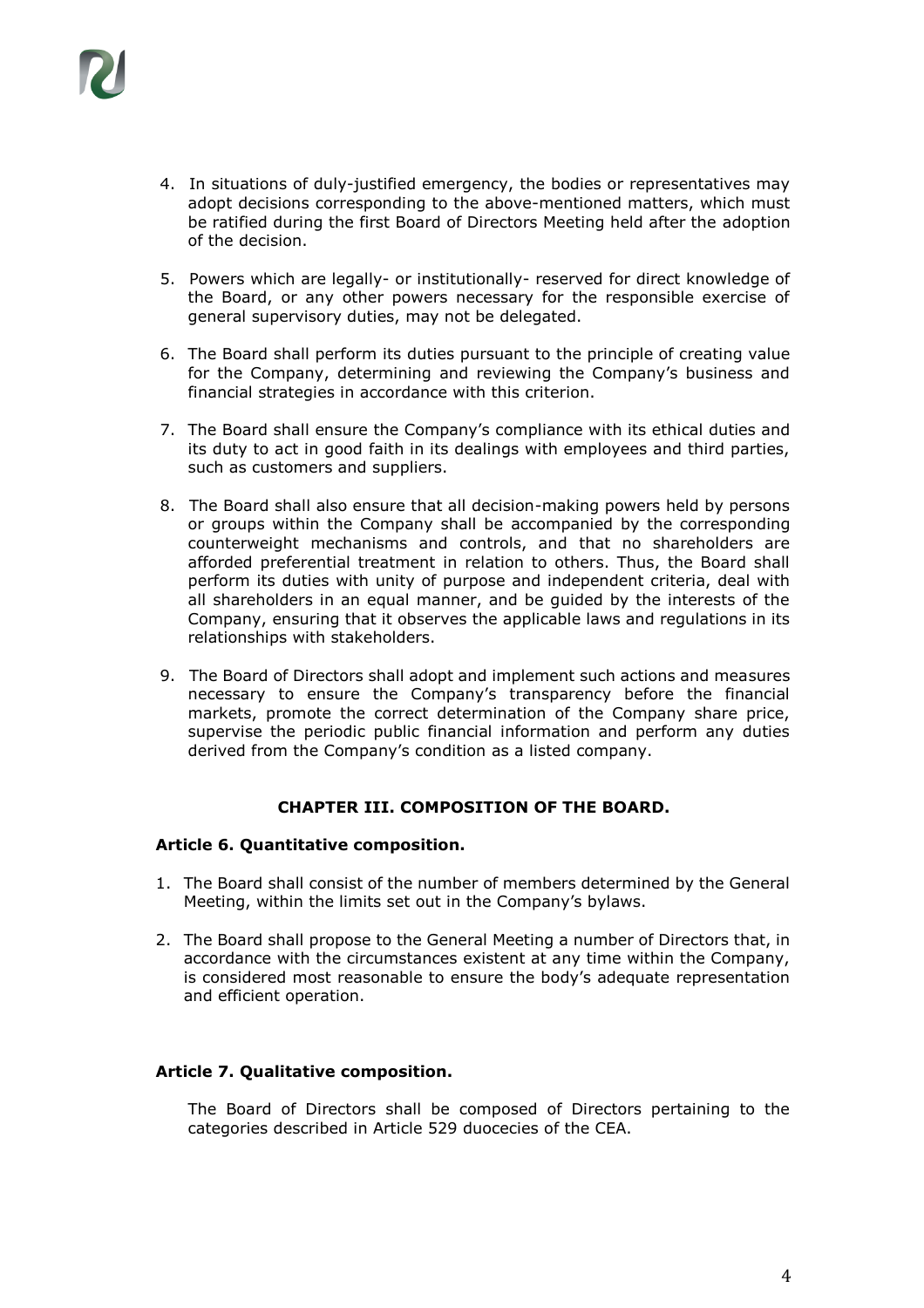4. In situations of duly-justified emergency, the bodies or representatives may adopt decisions corresponding to the above-mentioned matters, which must be ratified during the first Board of Directors Meeting held after the adoption of the decision.

5. Powers which are legally- or institutionally- reserved for direct knowledge of the Board, or any other powers necessary for the responsible exercise of general supervisory duties, may not be delegated.

6. The Board shall perform its duties pursuant to the principle of creating value for the Company, determining and reviewing the Company's business and financial strategies in accordance with this criterion.

7. The Board shall ensure the Company's compliance with its ethical duties and its duty to act in good faith in its dealings with employees and third parties, such as customers and suppliers.

8. The Board shall also ensure that all decision-making powers held by persons or groups within the Company shall be accompanied by the corresponding counterweight mechanisms and controls, and that no shareholders are afforded preferential treatment in relation to others. Thus, the Board shall perform its duties with unity of purpose and independent criteria, deal with all shareholders in an equal manner, and be guided by the interests of the Company, ensuring that it observes the applicable laws and regulations in its relationships with stakeholders.

9. The Board of Directors shall adopt and implement such actions and measures necessary to ensure the Company's transparency before the financial markets, promote the correct determination of the Company share price, supervise the periodic public financial information and perform any duties derived from the Company's condition as a listed company.

## CHAPTER III. COMPOSITION OF THE BOARD.

### Article 6. Quantitative composition.

1. The Board shall consist of the number of members determined by the General Meeting, within the limits set out in the Company's bylaws.
2. The Board shall propose to the General Meeting a number of Directors that, in accordance with the circumstances existent at any time within the Company, is considered most reasonable to ensure the body's adequate representation and efficient operation.

### Article 7. Qualitative composition.

The Board of Directors shall be composed of Directors pertaining to the categories described in Article 529 duocecies of the CEA.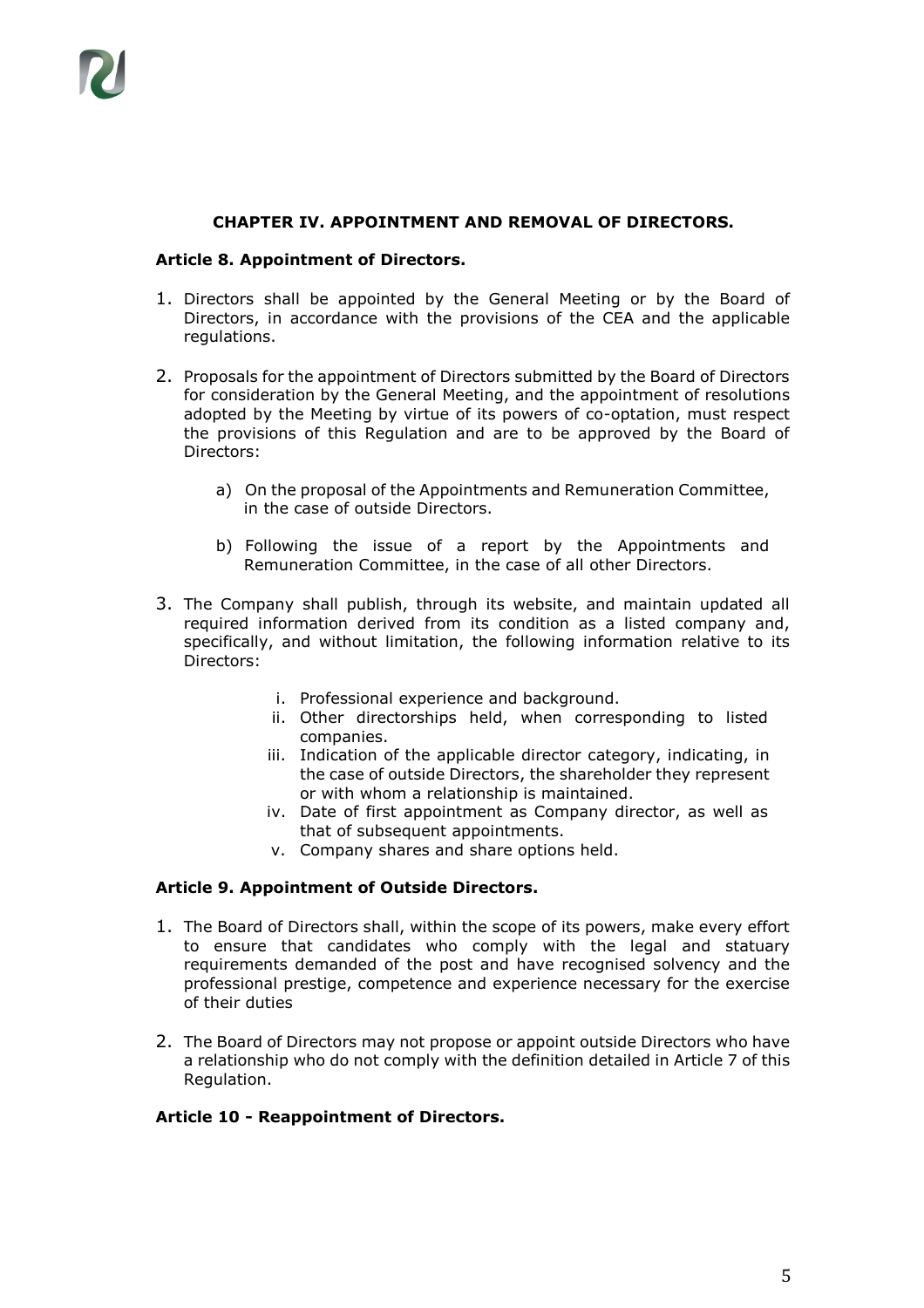## CHAPTER IV. APPOINTMENT AND REMOVAL OF DIRECTORS.

### Article 8. Appointment of Directors.

1. Directors shall be appointed by the General Meeting or by the Board of Directors, in accordance with the provisions of the CEA and the applicable regulations.

2. Proposals for the appointment of Directors submitted by the Board of Directors for consideration by the General Meeting, and the appointment of resolutions adopted by the Meeting by virtue of its powers of co-optation, must respect the provisions of this Regulation and are to be approved by the Board of Directors:

   a) On the proposal of the Appointments and Remuneration Committee, in the case of outside Directors.

   b) Following the issue of a report by the Appointments and Remuneration Committee, in the case of all other Directors.

3. The Company shall publish, through its website, and maintain updated all required information derived from its condition as a listed company and, specifically, and without limitation, the following information relative to its Directors:

   i. Professional experience and background.
   ii. Other directorships held, when corresponding to listed companies.
   iii. Indication of the applicable director category, indicating, in the case of outside Directors, the shareholder they represent or with whom a relationship is maintained.
   iv. Date of first appointment as Company director, as well as that of subsequent appointments.
   v. Company shares and share options held.

### Article 9. Appointment of Outside Directors.

1. The Board of Directors shall, within the scope of its powers, make every effort to ensure that candidates who comply with the legal and statuary requirements demanded of the post and have recognised solvency and the professional prestige, competence and experience necessary for the exercise of their duties

2. The Board of Directors may not propose or appoint outside Directors who have a relationship who do not comply with the definition detailed in Article 7 of this Regulation.

### Article 10 - Reappointment of Directors.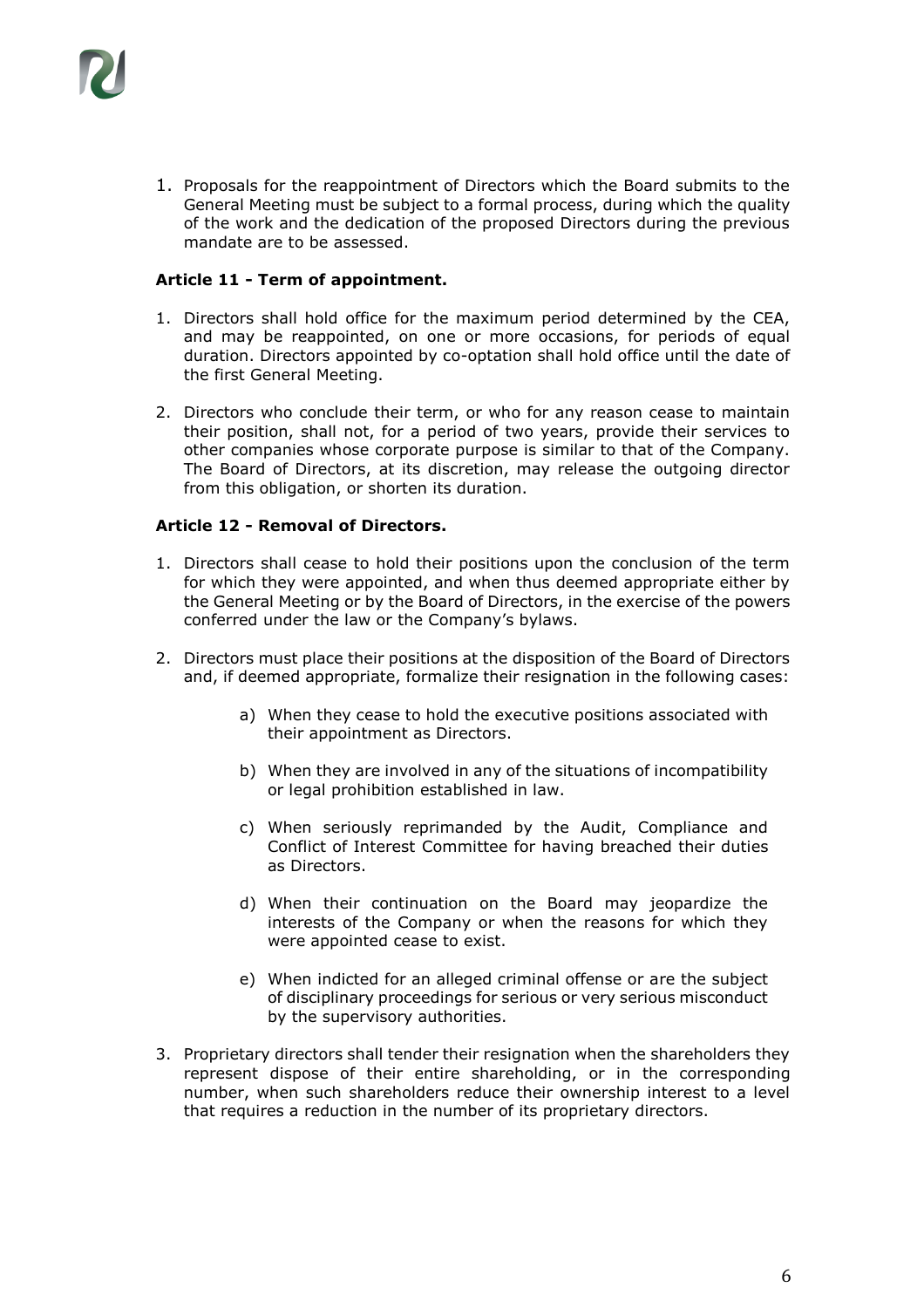1. Proposals for the reappointment of Directors which the Board submits to the General Meeting must be subject to a formal process, during which the quality of the work and the dedication of the proposed Directors during the previous mandate are to be assessed.

**Article 11 - Term of appointment.**

1. Directors shall hold office for the maximum period determined by the CEA, and may be reappointed, on one or more occasions, for periods of equal duration. Directors appointed by co-optation shall hold office until the date of the first General Meeting.
2. Directors who conclude their term, or who for any reason cease to maintain their position, shall not, for a period of two years, provide their services to other companies whose corporate purpose is similar to that of the Company. The Board of Directors, at its discretion, may release the outgoing director from this obligation, or shorten its duration.

**Article 12 - Removal of Directors.**

1. Directors shall cease to hold their positions upon the conclusion of the term for which they were appointed, and when thus deemed appropriate either by the General Meeting or by the Board of Directors, in the exercise of the powers conferred under the law or the Company's bylaws.
2. Directors must place their positions at the disposition of the Board of Directors and, if deemed appropriate, formalize their resignation in the following cases:
   - a) When they cease to hold the executive positions associated with their appointment as Directors.
   - b) When they are involved in any of the situations of incompatibility or legal prohibition established in law.
   - c) When seriously reprimanded by the Audit, Compliance and Conflict of Interest Committee for having breached their duties as Directors.
   - d) When their continuation on the Board may jeopardize the interests of the Company or when the reasons for which they were appointed cease to exist.
   - e) When indicted for an alleged criminal offense or are the subject of disciplinary proceedings for serious or very serious misconduct by the supervisory authorities.
3. Proprietary directors shall tender their resignation when the shareholders they represent dispose of their entire shareholding, or in the corresponding number, when such shareholders reduce their ownership interest to a level that requires a reduction in the number of its proprietary directors.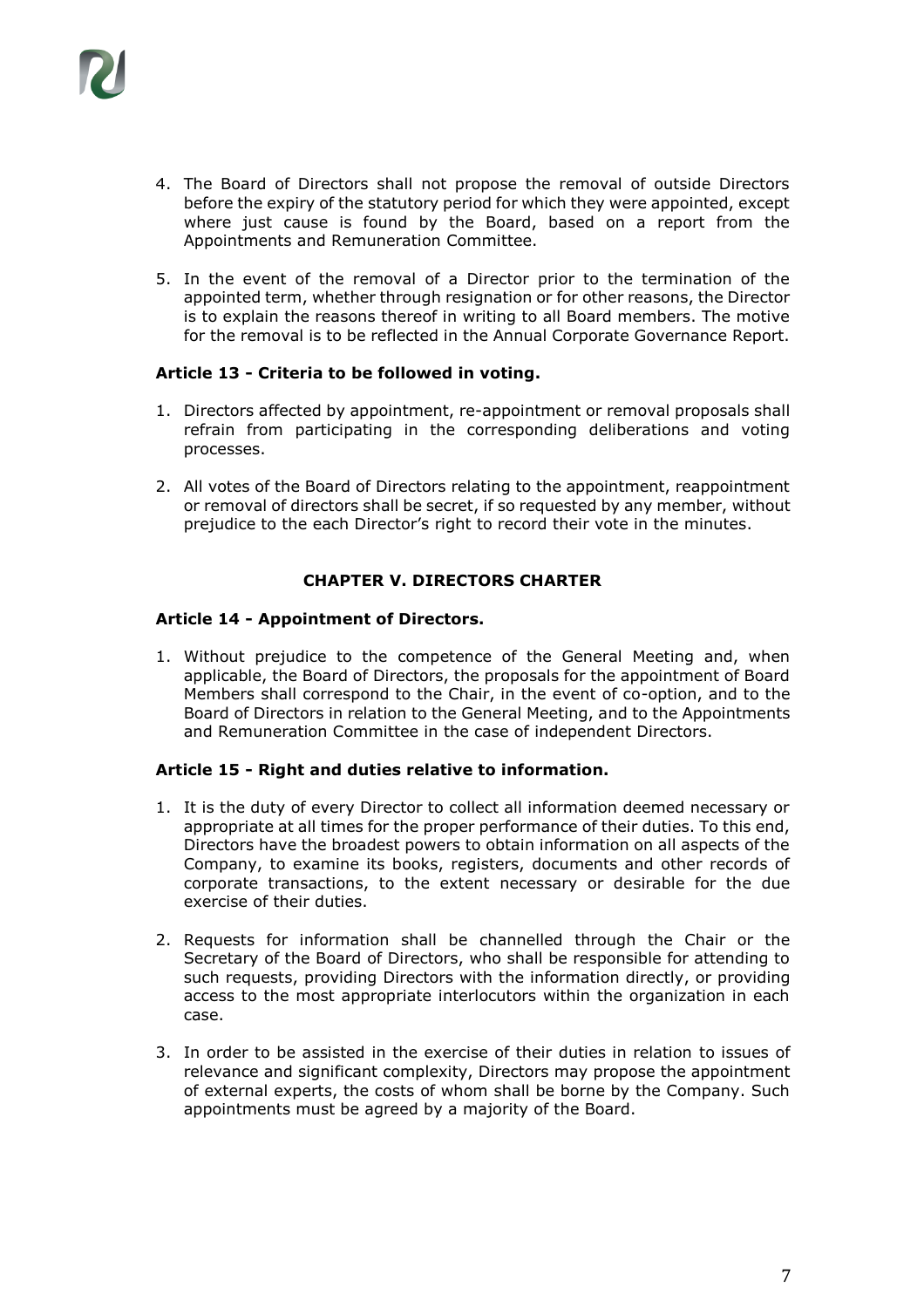4. The Board of Directors shall not propose the removal of outside Directors before the expiry of the statutory period for which they were appointed, except where just cause is found by the Board, based on a report from the Appointments and Remuneration Committee.

5. In the event of the removal of a Director prior to the termination of the appointed term, whether through resignation or for other reasons, the Director is to explain the reasons thereof in writing to all Board members. The motive for the removal is to be reflected in the Annual Corporate Governance Report.

**Article 13 - Criteria to be followed in voting.**

1. Directors affected by appointment, re-appointment or removal proposals shall refrain from participating in the corresponding deliberations and voting processes.

2. All votes of the Board of Directors relating to the appointment, reappointment or removal of directors shall be secret, if so requested by any member, without prejudice to the each Director's right to record their vote in the minutes.

## CHAPTER V. DIRECTORS CHARTER

**Article 14 - Appointment of Directors.**

1. Without prejudice to the competence of the General Meeting and, when applicable, the Board of Directors, the proposals for the appointment of Board Members shall correspond to the Chair, in the event of co-option, and to the Board of Directors in relation to the General Meeting, and to the Appointments and Remuneration Committee in the case of independent Directors.

**Article 15 - Right and duties relative to information.**

1. It is the duty of every Director to collect all information deemed necessary or appropriate at all times for the proper performance of their duties. To this end, Directors have the broadest powers to obtain information on all aspects of the Company, to examine its books, registers, documents and other records of corporate transactions, to the extent necessary or desirable for the due exercise of their duties.

2. Requests for information shall be channelled through the Chair or the Secretary of the Board of Directors, who shall be responsible for attending to such requests, providing Directors with the information directly, or providing access to the most appropriate interlocutors within the organization in each case.

3. In order to be assisted in the exercise of their duties in relation to issues of relevance and significant complexity, Directors may propose the appointment of external experts, the costs of whom shall be borne by the Company. Such appointments must be agreed by a majority of the Board.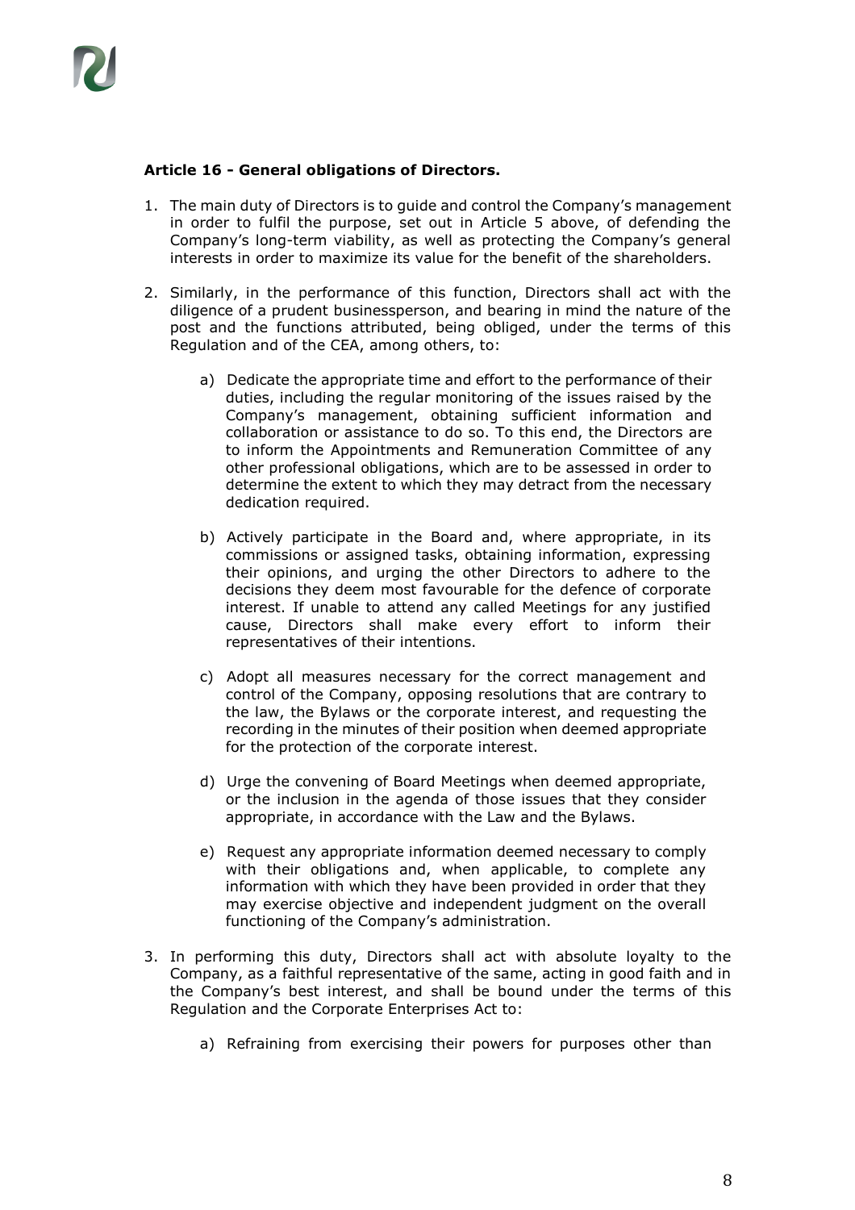**Article 16 - General obligations of Directors.**

1. The main duty of Directors is to guide and control the Company's management in order to fulfil the purpose, set out in Article 5 above, of defending the Company's long-term viability, as well as protecting the Company's general interests in order to maximize its value for the benefit of the shareholders.

2. Similarly, in the performance of this function, Directors shall act with the diligence of a prudent businessperson, and bearing in mind the nature of the post and the functions attributed, being obliged, under the terms of this Regulation and of the CEA, among others, to:

   a) Dedicate the appropriate time and effort to the performance of their duties, including the regular monitoring of the issues raised by the Company's management, obtaining sufficient information and collaboration or assistance to do so. To this end, the Directors are to inform the Appointments and Remuneration Committee of any other professional obligations, which are to be assessed in order to determine the extent to which they may detract from the necessary dedication required.

   b) Actively participate in the Board and, where appropriate, in its commissions or assigned tasks, obtaining information, expressing their opinions, and urging the other Directors to adhere to the decisions they deem most favourable for the defence of corporate interest. If unable to attend any called Meetings for any justified cause, Directors shall make every effort to inform their representatives of their intentions.

   c) Adopt all measures necessary for the correct management and control of the Company, opposing resolutions that are contrary to the law, the Bylaws or the corporate interest, and requesting the recording in the minutes of their position when deemed appropriate for the protection of the corporate interest.

   d) Urge the convening of Board Meetings when deemed appropriate, or the inclusion in the agenda of those issues that they consider appropriate, in accordance with the Law and the Bylaws.

   e) Request any appropriate information deemed necessary to comply with their obligations and, when applicable, to complete any information with which they have been provided in order that they may exercise objective and independent judgment on the overall functioning of the Company's administration.

3. In performing this duty, Directors shall act with absolute loyalty to the Company, as a faithful representative of the same, acting in good faith and in the Company's best interest, and shall be bound under the terms of this Regulation and the Corporate Enterprises Act to:

   a) Refraining from exercising their powers for purposes other than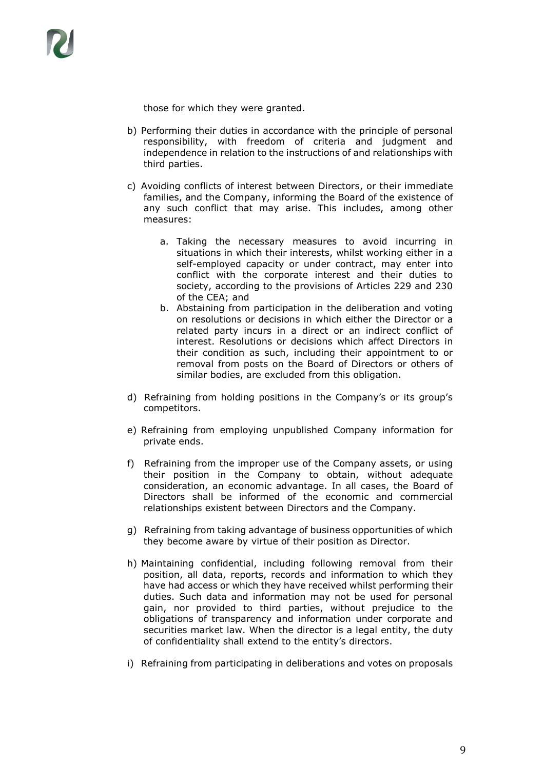those for which they were granted.

b) Performing their duties in accordance with the principle of personal responsibility, with freedom of criteria and judgment and independence in relation to the instructions of and relationships with third parties.

c) Avoiding conflicts of interest between Directors, or their immediate families, and the Company, informing the Board of the existence of any such conflict that may arise. This includes, among other measures:

    a. Taking the necessary measures to avoid incurring in situations in which their interests, whilst working either in a self-employed capacity or under contract, may enter into conflict with the corporate interest and their duties to society, according to the provisions of Articles 229 and 230 of the CEA; and
    b. Abstaining from participation in the deliberation and voting on resolutions or decisions in which either the Director or a related party incurs in a direct or an indirect conflict of interest. Resolutions or decisions which affect Directors in their condition as such, including their appointment to or removal from posts on the Board of Directors or others of similar bodies, are excluded from this obligation.

d) Refraining from holding positions in the Company's or its group's competitors.

e) Refraining from employing unpublished Company information for private ends.

f) Refraining from the improper use of the Company assets, or using their position in the Company to obtain, without adequate consideration, an economic advantage. In all cases, the Board of Directors shall be informed of the economic and commercial relationships existent between Directors and the Company.

g) Refraining from taking advantage of business opportunities of which they become aware by virtue of their position as Director.

h) Maintaining confidential, including following removal from their position, all data, reports, records and information to which they have had access or which they have received whilst performing their duties. Such data and information may not be used for personal gain, nor provided to third parties, without prejudice to the obligations of transparency and information under corporate and securities market law. When the director is a legal entity, the duty of confidentiality shall extend to the entity's directors.

i) Refraining from participating in deliberations and votes on proposals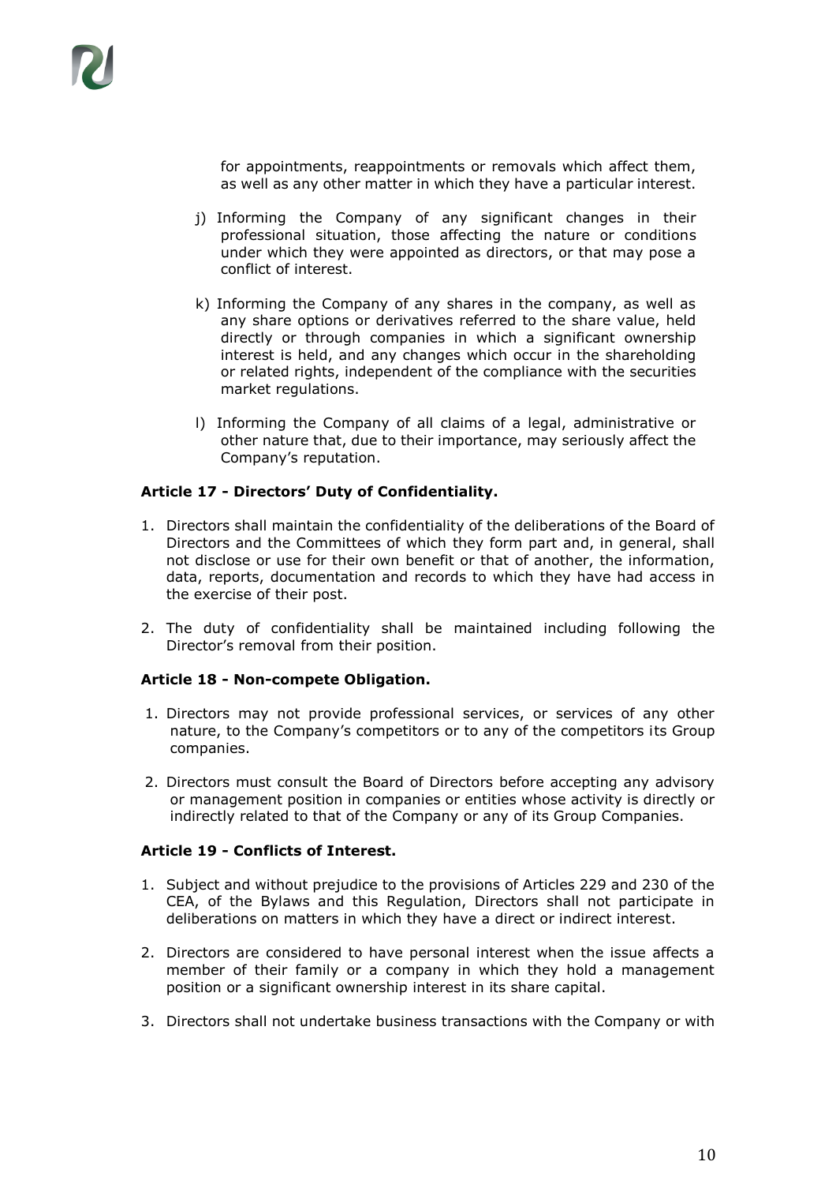for appointments, reappointments or removals which affect them, as well as any other matter in which they have a particular interest.

j) Informing the Company of any significant changes in their professional situation, those affecting the nature or conditions under which they were appointed as directors, or that may pose a conflict of interest.

k) Informing the Company of any shares in the company, as well as any share options or derivatives referred to the share value, held directly or through companies in which a significant ownership interest is held, and any changes which occur in the shareholding or related rights, independent of the compliance with the securities market regulations.

l) Informing the Company of all claims of a legal, administrative or other nature that, due to their importance, may seriously affect the Company's reputation.

**Article 17 - Directors' Duty of Confidentiality.**

1. Directors shall maintain the confidentiality of the deliberations of the Board of Directors and the Committees of which they form part and, in general, shall not disclose or use for their own benefit or that of another, the information, data, reports, documentation and records to which they have had access in the exercise of their post.

2. The duty of confidentiality shall be maintained including following the Director's removal from their position.

**Article 18 - Non-compete Obligation.**

1. Directors may not provide professional services, or services of any other nature, to the Company's competitors or to any of the competitors its Group companies.

2. Directors must consult the Board of Directors before accepting any advisory or management position in companies or entities whose activity is directly or indirectly related to that of the Company or any of its Group Companies.

**Article 19 - Conflicts of Interest.**

1. Subject and without prejudice to the provisions of Articles 229 and 230 of the CEA, of the Bylaws and this Regulation, Directors shall not participate in deliberations on matters in which they have a direct or indirect interest.

2. Directors are considered to have personal interest when the issue affects a member of their family or a company in which they hold a management position or a significant ownership interest in its share capital.

3. Directors shall not undertake business transactions with the Company or with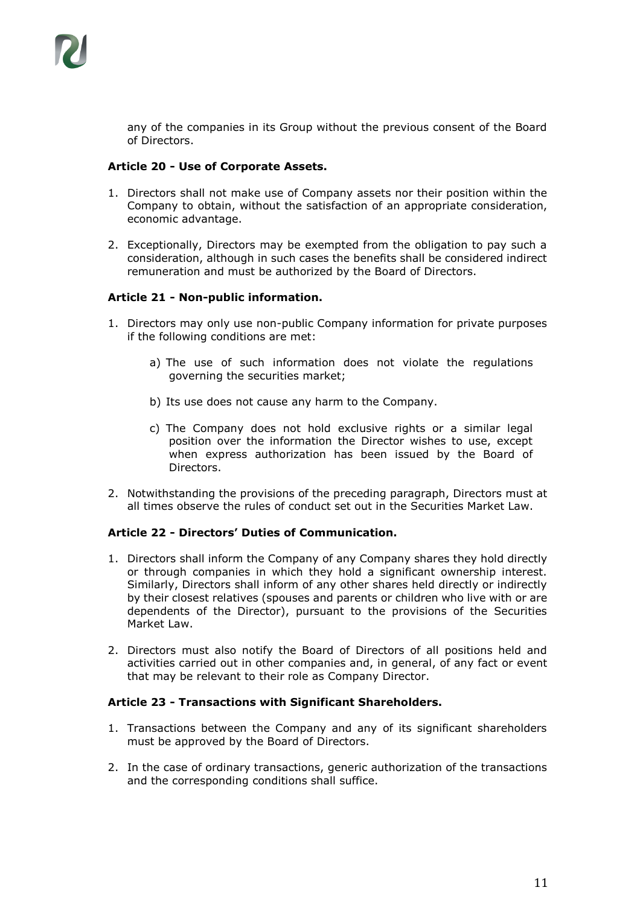any of the companies in its Group without the previous consent of the Board of Directors.

**Article 20 - Use of Corporate Assets.**

1. Directors shall not make use of Company assets nor their position within the Company to obtain, without the satisfaction of an appropriate consideration, economic advantage.
2. Exceptionally, Directors may be exempted from the obligation to pay such a consideration, although in such cases the benefits shall be considered indirect remuneration and must be authorized by the Board of Directors.

**Article 21 - Non-public information.**

1. Directors may only use non-public Company information for private purposes if the following conditions are met:

    a) The use of such information does not violate the regulations governing the securities market;

    b) Its use does not cause any harm to the Company.

    c) The Company does not hold exclusive rights or a similar legal position over the information the Director wishes to use, except when express authorization has been issued by the Board of Directors.

2. Notwithstanding the provisions of the preceding paragraph, Directors must at all times observe the rules of conduct set out in the Securities Market Law.

**Article 22 - Directors' Duties of Communication.**

1. Directors shall inform the Company of any Company shares they hold directly or through companies in which they hold a significant ownership interest. Similarly, Directors shall inform of any other shares held directly or indirectly by their closest relatives (spouses and parents or children who live with or are dependents of the Director), pursuant to the provisions of the Securities Market Law.
2. Directors must also notify the Board of Directors of all positions held and activities carried out in other companies and, in general, of any fact or event that may be relevant to their role as Company Director.

**Article 23 - Transactions with Significant Shareholders.**

1. Transactions between the Company and any of its significant shareholders must be approved by the Board of Directors.
2. In the case of ordinary transactions, generic authorization of the transactions and the corresponding conditions shall suffice.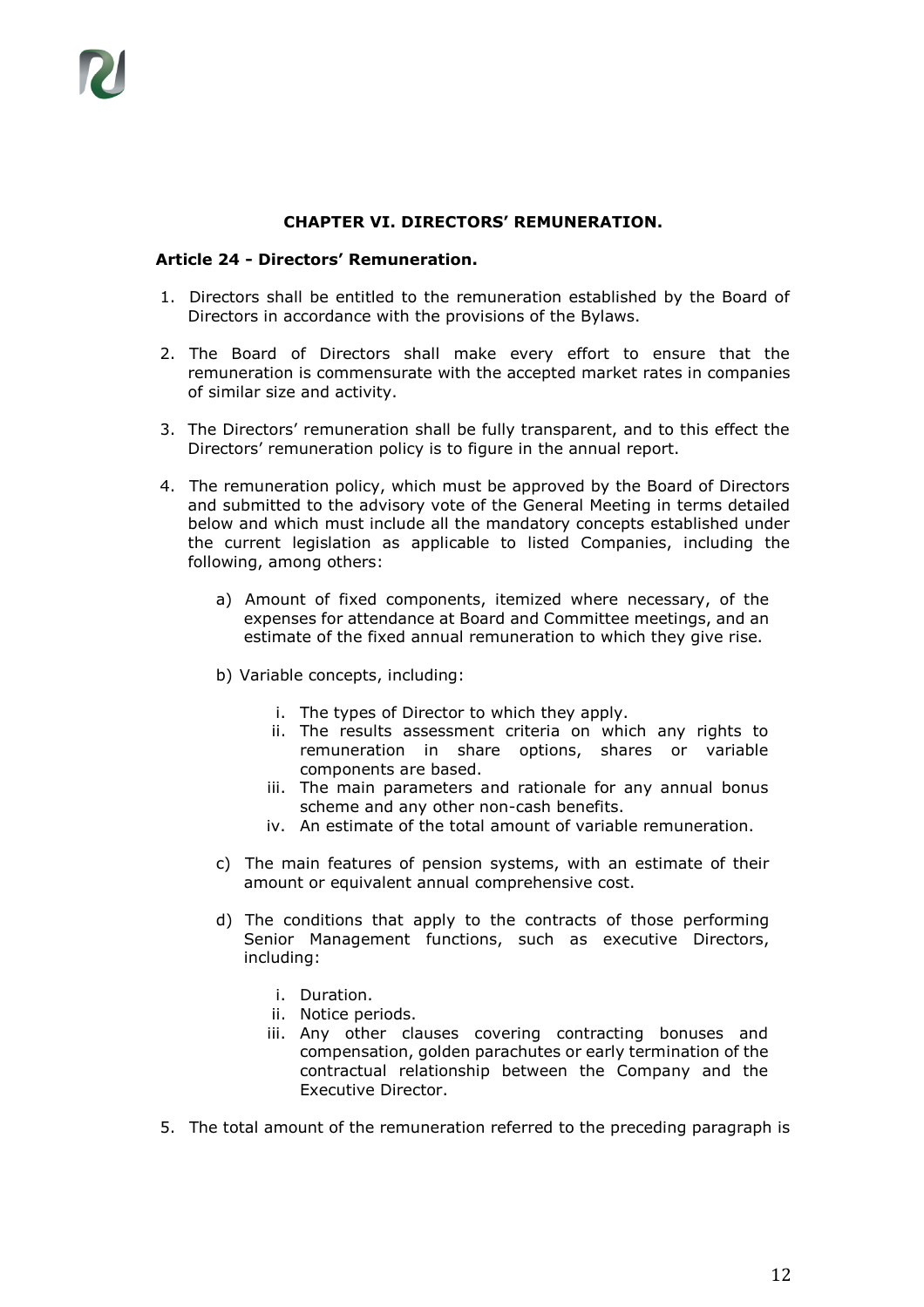## CHAPTER VI. DIRECTORS' REMUNERATION.

### Article 24 - Directors' Remuneration.

1. Directors shall be entitled to the remuneration established by the Board of Directors in accordance with the provisions of the Bylaws.

2. The Board of Directors shall make every effort to ensure that the remuneration is commensurate with the accepted market rates in companies of similar size and activity.

3. The Directors' remuneration shall be fully transparent, and to this effect the Directors' remuneration policy is to figure in the annual report.

4. The remuneration policy, which must be approved by the Board of Directors and submitted to the advisory vote of the General Meeting in terms detailed below and which must include all the mandatory concepts established under the current legislation as applicable to listed Companies, including the following, among others:

   a) Amount of fixed components, itemized where necessary, of the expenses for attendance at Board and Committee meetings, and an estimate of the fixed annual remuneration to which they give rise.

   b) Variable concepts, including:

      i. The types of Director to which they apply.
      ii. The results assessment criteria on which any rights to remuneration in share options, shares or variable components are based.
      iii. The main parameters and rationale for any annual bonus scheme and any other non-cash benefits.
      iv. An estimate of the total amount of variable remuneration.

   c) The main features of pension systems, with an estimate of their amount or equivalent annual comprehensive cost.

   d) The conditions that apply to the contracts of those performing Senior Management functions, such as executive Directors, including:

      i. Duration.
      ii. Notice periods.
      iii. Any other clauses covering contracting bonuses and compensation, golden parachutes or early termination of the contractual relationship between the Company and the Executive Director.

5. The total amount of the remuneration referred to the preceding paragraph is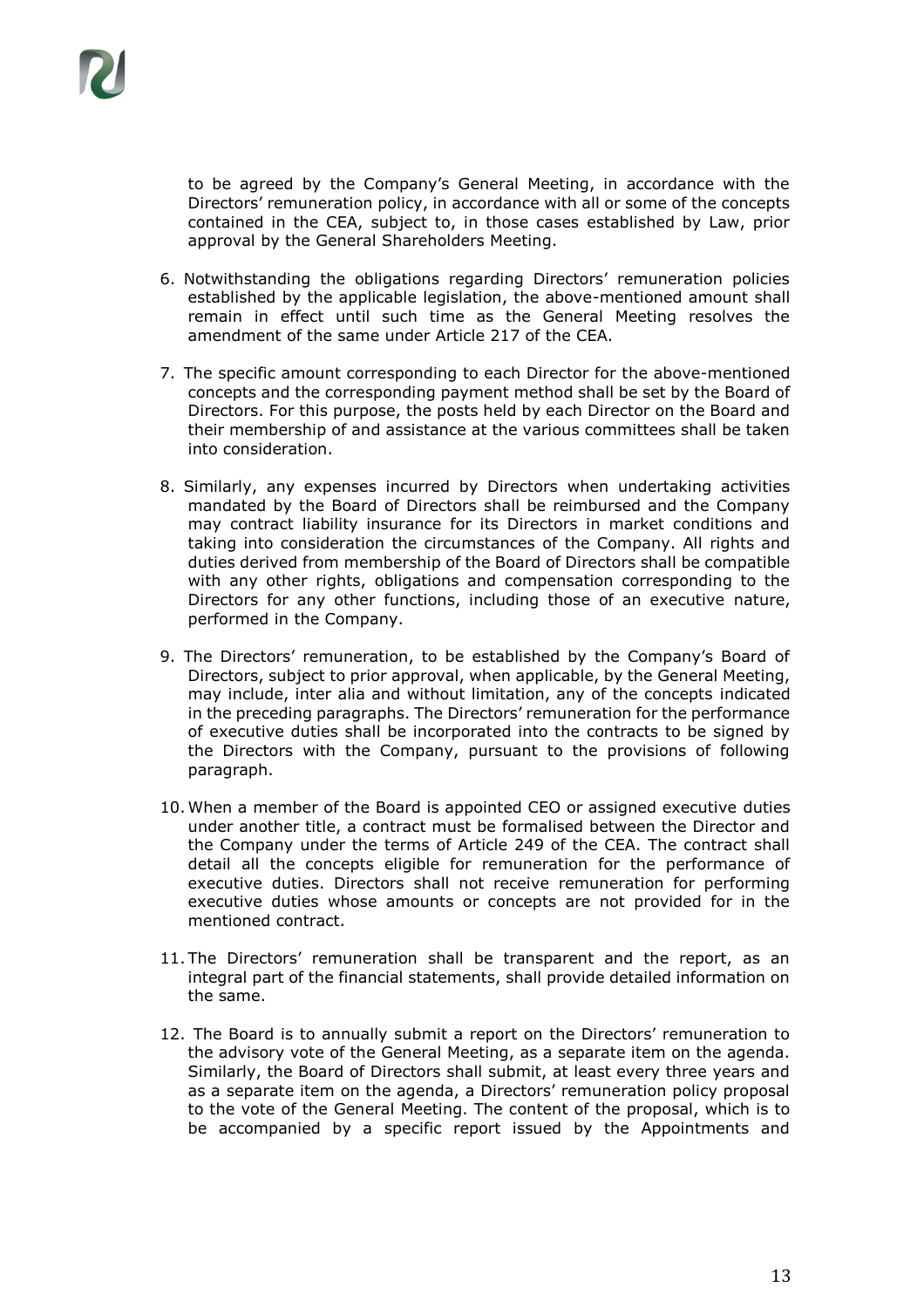to be agreed by the Company's General Meeting, in accordance with the Directors' remuneration policy, in accordance with all or some of the concepts contained in the CEA, subject to, in those cases established by Law, prior approval by the General Shareholders Meeting.

6. Notwithstanding the obligations regarding Directors' remuneration policies established by the applicable legislation, the above-mentioned amount shall remain in effect until such time as the General Meeting resolves the amendment of the same under Article 217 of the CEA.

7. The specific amount corresponding to each Director for the above-mentioned concepts and the corresponding payment method shall be set by the Board of Directors. For this purpose, the posts held by each Director on the Board and their membership of and assistance at the various committees shall be taken into consideration.

8. Similarly, any expenses incurred by Directors when undertaking activities mandated by the Board of Directors shall be reimbursed and the Company may contract liability insurance for its Directors in market conditions and taking into consideration the circumstances of the Company. All rights and duties derived from membership of the Board of Directors shall be compatible with any other rights, obligations and compensation corresponding to the Directors for any other functions, including those of an executive nature, performed in the Company.

9. The Directors' remuneration, to be established by the Company's Board of Directors, subject to prior approval, when applicable, by the General Meeting, may include, inter alia and without limitation, any of the concepts indicated in the preceding paragraphs. The Directors' remuneration for the performance of executive duties shall be incorporated into the contracts to be signed by the Directors with the Company, pursuant to the provisions of following paragraph.

10. When a member of the Board is appointed CEO or assigned executive duties under another title, a contract must be formalised between the Director and the Company under the terms of Article 249 of the CEA. The contract shall detail all the concepts eligible for remuneration for the performance of executive duties. Directors shall not receive remuneration for performing executive duties whose amounts or concepts are not provided for in the mentioned contract.

11. The Directors' remuneration shall be transparent and the report, as an integral part of the financial statements, shall provide detailed information on the same.

12. The Board is to annually submit a report on the Directors' remuneration to the advisory vote of the General Meeting, as a separate item on the agenda. Similarly, the Board of Directors shall submit, at least every three years and as a separate item on the agenda, a Directors' remuneration policy proposal to the vote of the General Meeting. The content of the proposal, which is to be accompanied by a specific report issued by the Appointments and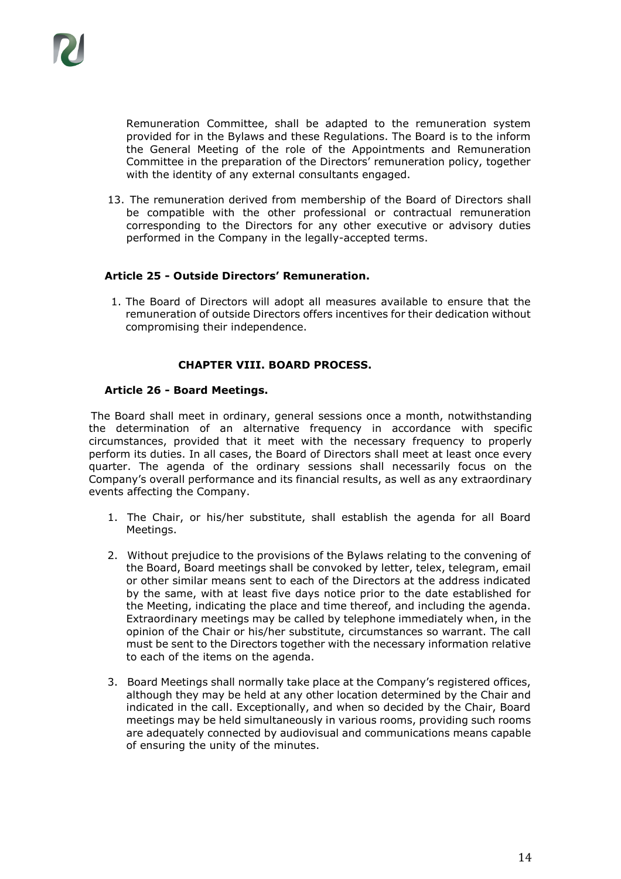Remuneration Committee, shall be adapted to the remuneration system provided for in the Bylaws and these Regulations. The Board is to the inform the General Meeting of the role of the Appointments and Remuneration Committee in the preparation of the Directors' remuneration policy, together with the identity of any external consultants engaged.

13. The remuneration derived from membership of the Board of Directors shall be compatible with the other professional or contractual remuneration corresponding to the Directors for any other executive or advisory duties performed in the Company in the legally-accepted terms.

### Article 25 - Outside Directors' Remuneration.

1. The Board of Directors will adopt all measures available to ensure that the remuneration of outside Directors offers incentives for their dedication without compromising their independence.

## CHAPTER VIII. BOARD PROCESS.

### Article 26 - Board Meetings.

The Board shall meet in ordinary, general sessions once a month, notwithstanding the determination of an alternative frequency in accordance with specific circumstances, provided that it meet with the necessary frequency to properly perform its duties. In all cases, the Board of Directors shall meet at least once every quarter. The agenda of the ordinary sessions shall necessarily focus on the Company's overall performance and its financial results, as well as any extraordinary events affecting the Company.

1. The Chair, or his/her substitute, shall establish the agenda for all Board Meetings.

2. Without prejudice to the provisions of the Bylaws relating to the convening of the Board, Board meetings shall be convoked by letter, telex, telegram, email or other similar means sent to each of the Directors at the address indicated by the same, with at least five days notice prior to the date established for the Meeting, indicating the place and time thereof, and including the agenda. Extraordinary meetings may be called by telephone immediately when, in the opinion of the Chair or his/her substitute, circumstances so warrant. The call must be sent to the Directors together with the necessary information relative to each of the items on the agenda.

3. Board Meetings shall normally take place at the Company's registered offices, although they may be held at any other location determined by the Chair and indicated in the call. Exceptionally, and when so decided by the Chair, Board meetings may be held simultaneously in various rooms, providing such rooms are adequately connected by audiovisual and communications means capable of ensuring the unity of the minutes.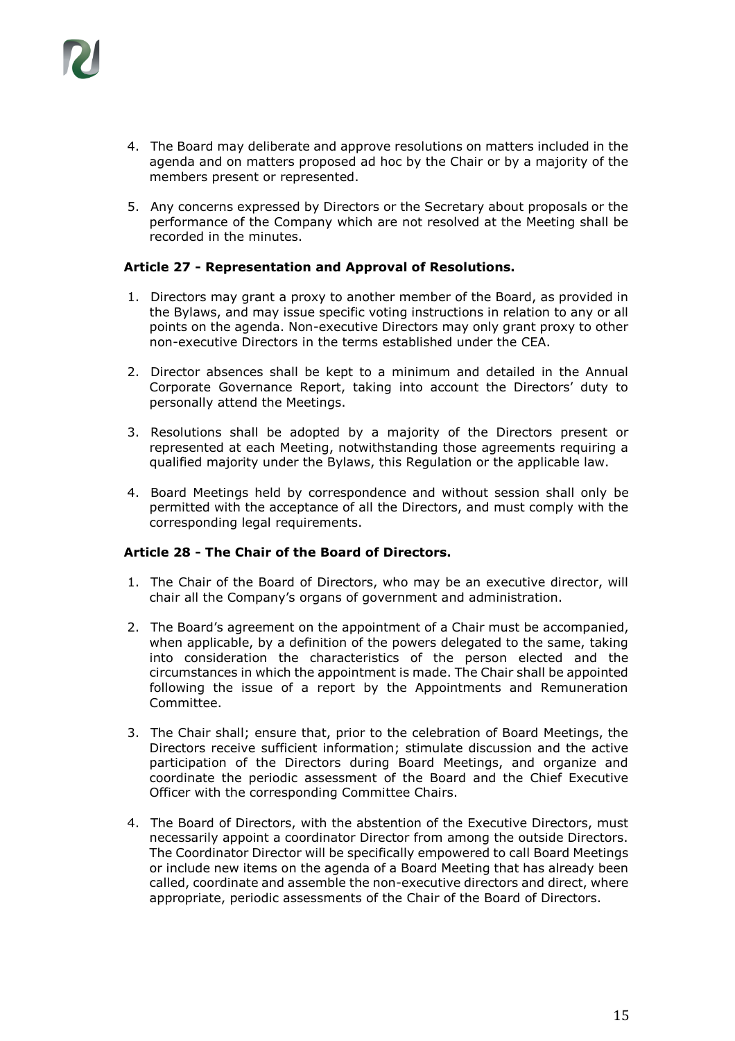4. The Board may deliberate and approve resolutions on matters included in the agenda and on matters proposed ad hoc by the Chair or by a majority of the members present or represented.

5. Any concerns expressed by Directors or the Secretary about proposals or the performance of the Company which are not resolved at the Meeting shall be recorded in the minutes.

### Article 27 - Representation and Approval of Resolutions.

1. Directors may grant a proxy to another member of the Board, as provided in the Bylaws, and may issue specific voting instructions in relation to any or all points on the agenda. Non-executive Directors may only grant proxy to other non-executive Directors in the terms established under the CEA.

2. Director absences shall be kept to a minimum and detailed in the Annual Corporate Governance Report, taking into account the Directors' duty to personally attend the Meetings.

3. Resolutions shall be adopted by a majority of the Directors present or represented at each Meeting, notwithstanding those agreements requiring a qualified majority under the Bylaws, this Regulation or the applicable law.

4. Board Meetings held by correspondence and without session shall only be permitted with the acceptance of all the Directors, and must comply with the corresponding legal requirements.

### Article 28 - The Chair of the Board of Directors.

1. The Chair of the Board of Directors, who may be an executive director, will chair all the Company's organs of government and administration.

2. The Board's agreement on the appointment of a Chair must be accompanied, when applicable, by a definition of the powers delegated to the same, taking into consideration the characteristics of the person elected and the circumstances in which the appointment is made. The Chair shall be appointed following the issue of a report by the Appointments and Remuneration Committee.

3. The Chair shall; ensure that, prior to the celebration of Board Meetings, the Directors receive sufficient information; stimulate discussion and the active participation of the Directors during Board Meetings, and organize and coordinate the periodic assessment of the Board and the Chief Executive Officer with the corresponding Committee Chairs.

4. The Board of Directors, with the abstention of the Executive Directors, must necessarily appoint a coordinator Director from among the outside Directors. The Coordinator Director will be specifically empowered to call Board Meetings or include new items on the agenda of a Board Meeting that has already been called, coordinate and assemble the non-executive directors and direct, where appropriate, periodic assessments of the Chair of the Board of Directors.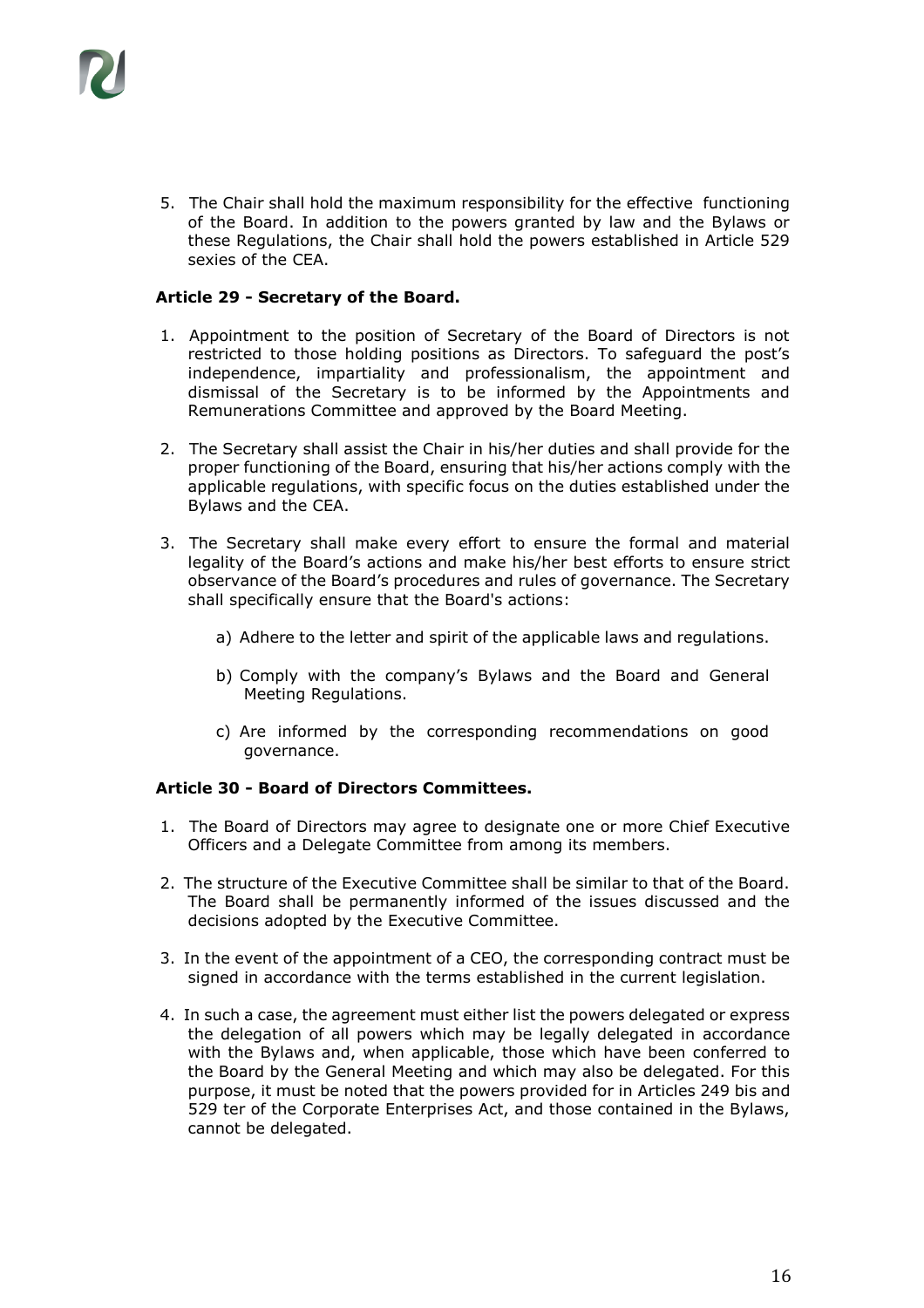5. The Chair shall hold the maximum responsibility for the effective functioning of the Board. In addition to the powers granted by law and the Bylaws or these Regulations, the Chair shall hold the powers established in Article 529 sexies of the CEA.

### Article 29 - Secretary of the Board.

1. Appointment to the position of Secretary of the Board of Directors is not restricted to those holding positions as Directors. To safeguard the post's independence, impartiality and professionalism, the appointment and dismissal of the Secretary is to be informed by the Appointments and Remunerations Committee and approved by the Board Meeting.

2. The Secretary shall assist the Chair in his/her duties and shall provide for the proper functioning of the Board, ensuring that his/her actions comply with the applicable regulations, with specific focus on the duties established under the Bylaws and the CEA.

3. The Secretary shall make every effort to ensure the formal and material legality of the Board's actions and make his/her best efforts to ensure strict observance of the Board's procedures and rules of governance. The Secretary shall specifically ensure that the Board's actions:

   a) Adhere to the letter and spirit of the applicable laws and regulations.

   b) Comply with the company's Bylaws and the Board and General Meeting Regulations.

   c) Are informed by the corresponding recommendations on good governance.

### Article 30 - Board of Directors Committees.

1. The Board of Directors may agree to designate one or more Chief Executive Officers and a Delegate Committee from among its members.

2. The structure of the Executive Committee shall be similar to that of the Board. The Board shall be permanently informed of the issues discussed and the decisions adopted by the Executive Committee.

3. In the event of the appointment of a CEO, the corresponding contract must be signed in accordance with the terms established in the current legislation.

4. In such a case, the agreement must either list the powers delegated or express the delegation of all powers which may be legally delegated in accordance with the Bylaws and, when applicable, those which have been conferred to the Board by the General Meeting and which may also be delegated. For this purpose, it must be noted that the powers provided for in Articles 249 bis and 529 ter of the Corporate Enterprises Act, and those contained in the Bylaws, cannot be delegated.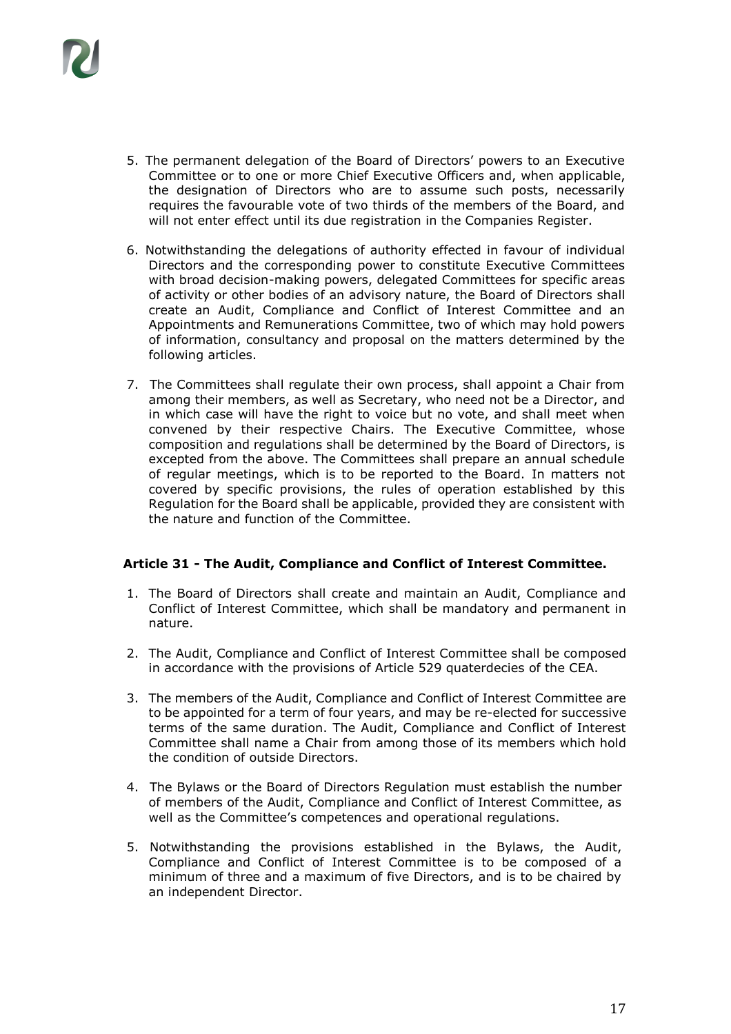5. The permanent delegation of the Board of Directors' powers to an Executive Committee or to one or more Chief Executive Officers and, when applicable, the designation of Directors who are to assume such posts, necessarily requires the favourable vote of two thirds of the members of the Board, and will not enter effect until its due registration in the Companies Register.

6. Notwithstanding the delegations of authority effected in favour of individual Directors and the corresponding power to constitute Executive Committees with broad decision-making powers, delegated Committees for specific areas of activity or other bodies of an advisory nature, the Board of Directors shall create an Audit, Compliance and Conflict of Interest Committee and an Appointments and Remunerations Committee, two of which may hold powers of information, consultancy and proposal on the matters determined by the following articles.

7. The Committees shall regulate their own process, shall appoint a Chair from among their members, as well as Secretary, who need not be a Director, and in which case will have the right to voice but no vote, and shall meet when convened by their respective Chairs. The Executive Committee, whose composition and regulations shall be determined by the Board of Directors, is excepted from the above. The Committees shall prepare an annual schedule of regular meetings, which is to be reported to the Board. In matters not covered by specific provisions, the rules of operation established by this Regulation for the Board shall be applicable, provided they are consistent with the nature and function of the Committee.

**Article 31 - The Audit, Compliance and Conflict of Interest Committee.**

1. The Board of Directors shall create and maintain an Audit, Compliance and Conflict of Interest Committee, which shall be mandatory and permanent in nature.

2. The Audit, Compliance and Conflict of Interest Committee shall be composed in accordance with the provisions of Article 529 quaterdecies of the CEA.

3. The members of the Audit, Compliance and Conflict of Interest Committee are to be appointed for a term of four years, and may be re-elected for successive terms of the same duration. The Audit, Compliance and Conflict of Interest Committee shall name a Chair from among those of its members which hold the condition of outside Directors.

4. The Bylaws or the Board of Directors Regulation must establish the number of members of the Audit, Compliance and Conflict of Interest Committee, as well as the Committee's competences and operational regulations.

5. Notwithstanding the provisions established in the Bylaws, the Audit, Compliance and Conflict of Interest Committee is to be composed of a minimum of three and a maximum of five Directors, and is to be chaired by an independent Director.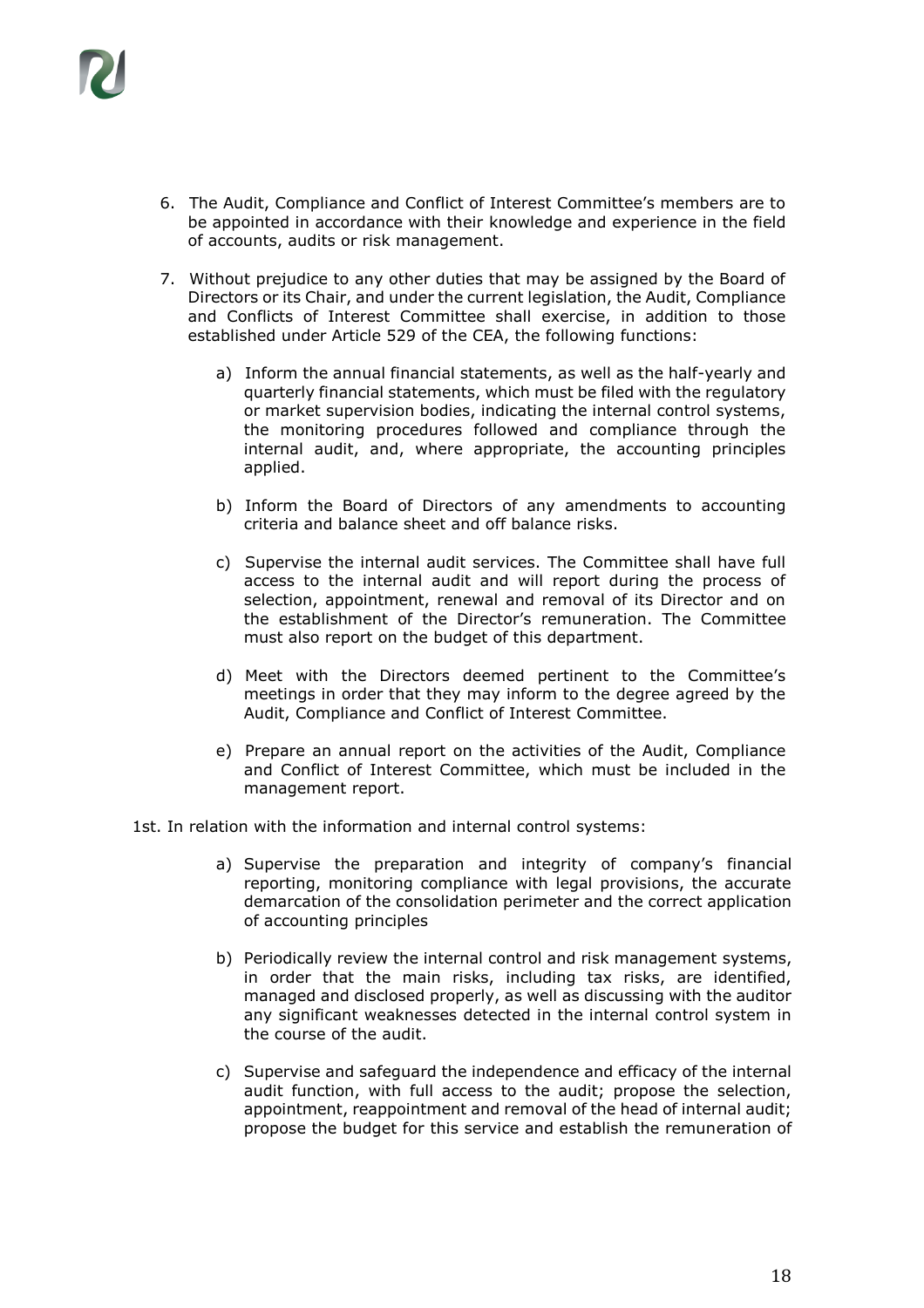6. The Audit, Compliance and Conflict of Interest Committee's members are to be appointed in accordance with their knowledge and experience in the field of accounts, audits or risk management.

7. Without prejudice to any other duties that may be assigned by the Board of Directors or its Chair, and under the current legislation, the Audit, Compliance and Conflicts of Interest Committee shall exercise, in addition to those established under Article 529 of the CEA, the following functions:

   a) Inform the annual financial statements, as well as the half-yearly and quarterly financial statements, which must be filed with the regulatory or market supervision bodies, indicating the internal control systems, the monitoring procedures followed and compliance through the internal audit, and, where appropriate, the accounting principles applied.

   b) Inform the Board of Directors of any amendments to accounting criteria and balance sheet and off balance risks.

   c) Supervise the internal audit services. The Committee shall have full access to the internal audit and will report during the process of selection, appointment, renewal and removal of its Director and on the establishment of the Director's remuneration. The Committee must also report on the budget of this department.

   d) Meet with the Directors deemed pertinent to the Committee's meetings in order that they may inform to the degree agreed by the Audit, Compliance and Conflict of Interest Committee.

   e) Prepare an annual report on the activities of the Audit, Compliance and Conflict of Interest Committee, which must be included in the management report.

1st. In relation with the information and internal control systems:

   a) Supervise the preparation and integrity of company's financial reporting, monitoring compliance with legal provisions, the accurate demarcation of the consolidation perimeter and the correct application of accounting principles

   b) Periodically review the internal control and risk management systems, in order that the main risks, including tax risks, are identified, managed and disclosed properly, as well as discussing with the auditor any significant weaknesses detected in the internal control system in the course of the audit.

   c) Supervise and safeguard the independence and efficacy of the internal audit function, with full access to the audit; propose the selection, appointment, reappointment and removal of the head of internal audit; propose the budget for this service and establish the remuneration of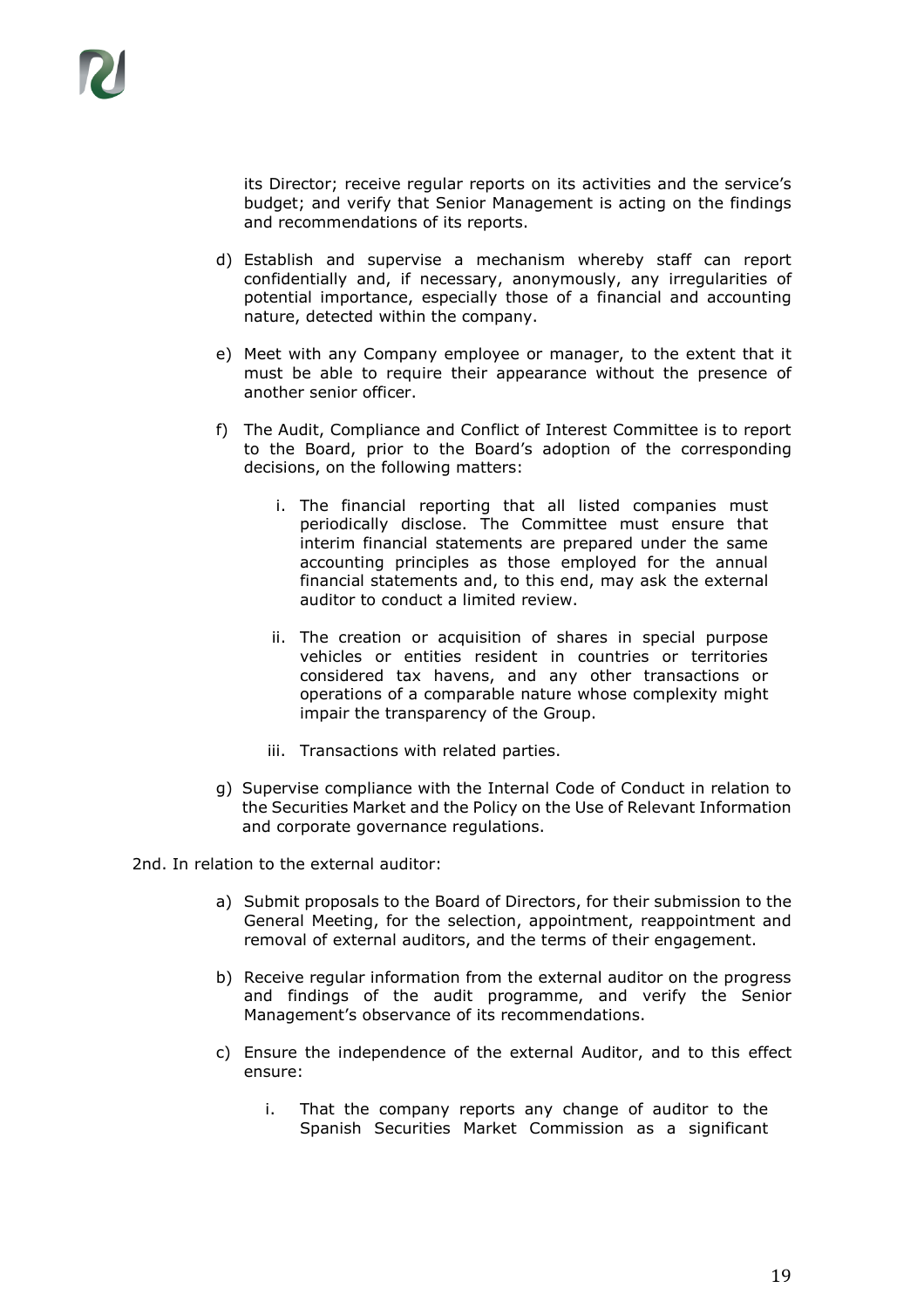its Director; receive regular reports on its activities and the service's budget; and verify that Senior Management is acting on the findings and recommendations of its reports.

d) Establish and supervise a mechanism whereby staff can report confidentially and, if necessary, anonymously, any irregularities of potential importance, especially those of a financial and accounting nature, detected within the company.

e) Meet with any Company employee or manager, to the extent that it must be able to require their appearance without the presence of another senior officer.

f) The Audit, Compliance and Conflict of Interest Committee is to report to the Board, prior to the Board's adoption of the corresponding decisions, on the following matters:

   i. The financial reporting that all listed companies must periodically disclose. The Committee must ensure that interim financial statements are prepared under the same accounting principles as those employed for the annual financial statements and, to this end, may ask the external auditor to conduct a limited review.

   ii. The creation or acquisition of shares in special purpose vehicles or entities resident in countries or territories considered tax havens, and any other transactions or operations of a comparable nature whose complexity might impair the transparency of the Group.

   iii. Transactions with related parties.

g) Supervise compliance with the Internal Code of Conduct in relation to the Securities Market and the Policy on the Use of Relevant Information and corporate governance regulations.

2nd. In relation to the external auditor:

a) Submit proposals to the Board of Directors, for their submission to the General Meeting, for the selection, appointment, reappointment and removal of external auditors, and the terms of their engagement.

b) Receive regular information from the external auditor on the progress and findings of the audit programme, and verify the Senior Management's observance of its recommendations.

c) Ensure the independence of the external Auditor, and to this effect ensure:

   i. That the company reports any change of auditor to the Spanish Securities Market Commission as a significant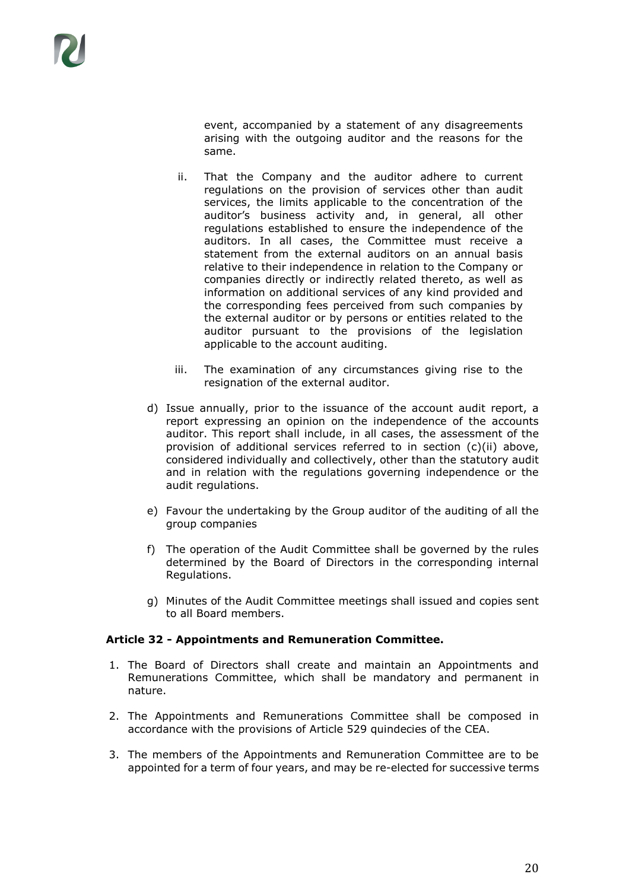event, accompanied by a statement of any disagreements arising with the outgoing auditor and the reasons for the same.

ii. That the Company and the auditor adhere to current regulations on the provision of services other than audit services, the limits applicable to the concentration of the auditor's business activity and, in general, all other regulations established to ensure the independence of the auditors. In all cases, the Committee must receive a statement from the external auditors on an annual basis relative to their independence in relation to the Company or companies directly or indirectly related thereto, as well as information on additional services of any kind provided and the corresponding fees perceived from such companies by the external auditor or by persons or entities related to the auditor pursuant to the provisions of the legislation applicable to the account auditing.

iii. The examination of any circumstances giving rise to the resignation of the external auditor.

d) Issue annually, prior to the issuance of the account audit report, a report expressing an opinion on the independence of the accounts auditor. This report shall include, in all cases, the assessment of the provision of additional services referred to in section (c)(ii) above, considered individually and collectively, other than the statutory audit and in relation with the regulations governing independence or the audit regulations.

e) Favour the undertaking by the Group auditor of the auditing of all the group companies

f) The operation of the Audit Committee shall be governed by the rules determined by the Board of Directors in the corresponding internal Regulations.

g) Minutes of the Audit Committee meetings shall issued and copies sent to all Board members.

**Article 32 - Appointments and Remuneration Committee.**

1. The Board of Directors shall create and maintain an Appointments and Remunerations Committee, which shall be mandatory and permanent in nature.
2. The Appointments and Remunerations Committee shall be composed in accordance with the provisions of Article 529 quindecies of the CEA.
3. The members of the Appointments and Remuneration Committee are to be appointed for a term of four years, and may be re-elected for successive terms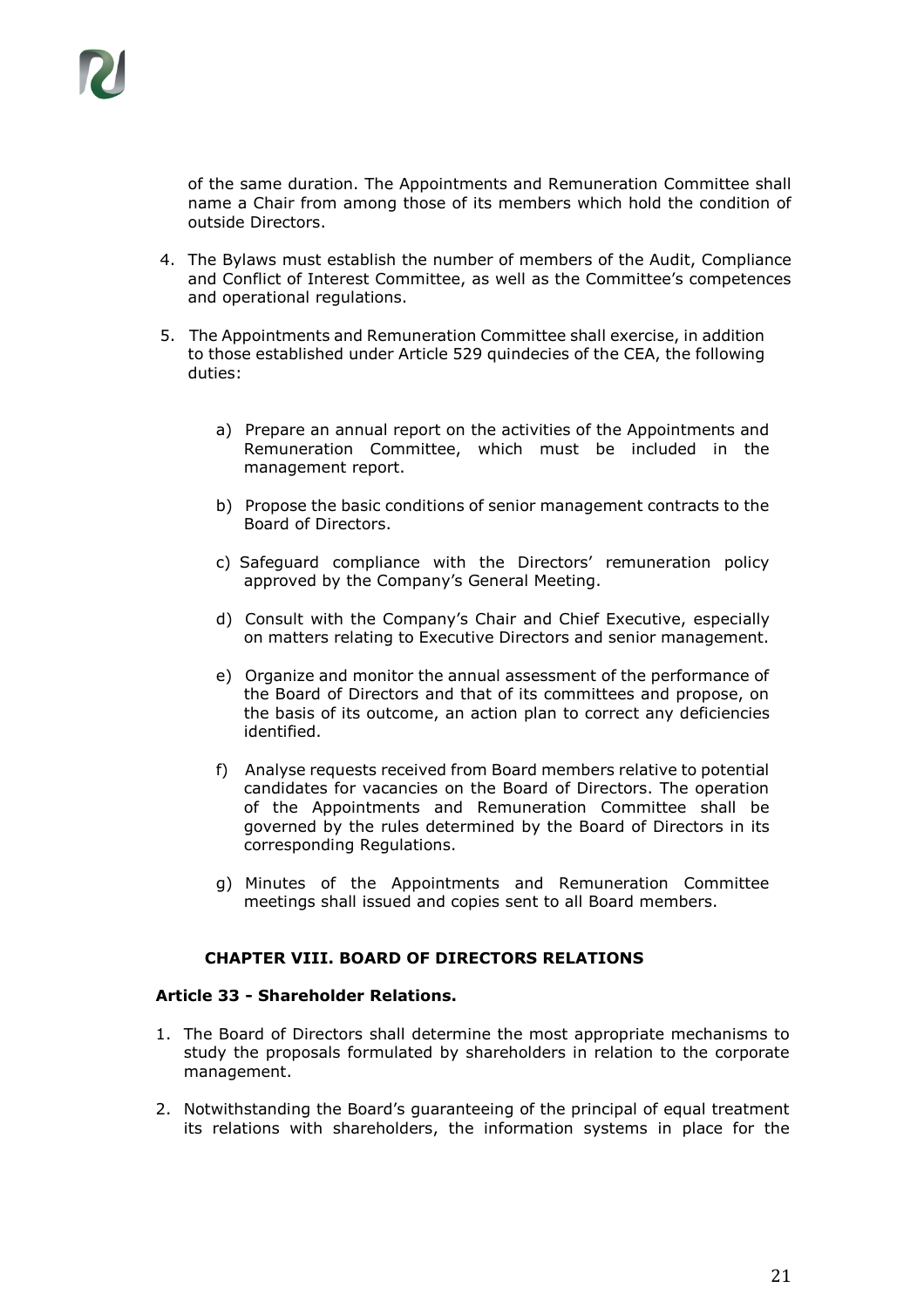of the same duration. The Appointments and Remuneration Committee shall name a Chair from among those of its members which hold the condition of outside Directors.

4. The Bylaws must establish the number of members of the Audit, Compliance and Conflict of Interest Committee, as well as the Committee's competences and operational regulations.

5. The Appointments and Remuneration Committee shall exercise, in addition to those established under Article 529 quindecies of the CEA, the following duties:

   a) Prepare an annual report on the activities of the Appointments and Remuneration Committee, which must be included in the management report.

   b) Propose the basic conditions of senior management contracts to the Board of Directors.

   c) Safeguard compliance with the Directors' remuneration policy approved by the Company's General Meeting.

   d) Consult with the Company's Chair and Chief Executive, especially on matters relating to Executive Directors and senior management.

   e) Organize and monitor the annual assessment of the performance of the Board of Directors and that of its committees and propose, on the basis of its outcome, an action plan to correct any deficiencies identified.

   f) Analyse requests received from Board members relative to potential candidates for vacancies on the Board of Directors. The operation of the Appointments and Remuneration Committee shall be governed by the rules determined by the Board of Directors in its corresponding Regulations.

   g) Minutes of the Appointments and Remuneration Committee meetings shall issued and copies sent to all Board members.

## CHAPTER VIII. BOARD OF DIRECTORS RELATIONS

### Article 33 - Shareholder Relations.

1. The Board of Directors shall determine the most appropriate mechanisms to study the proposals formulated by shareholders in relation to the corporate management.

2. Notwithstanding the Board's guaranteeing of the principal of equal treatment its relations with shareholders, the information systems in place for the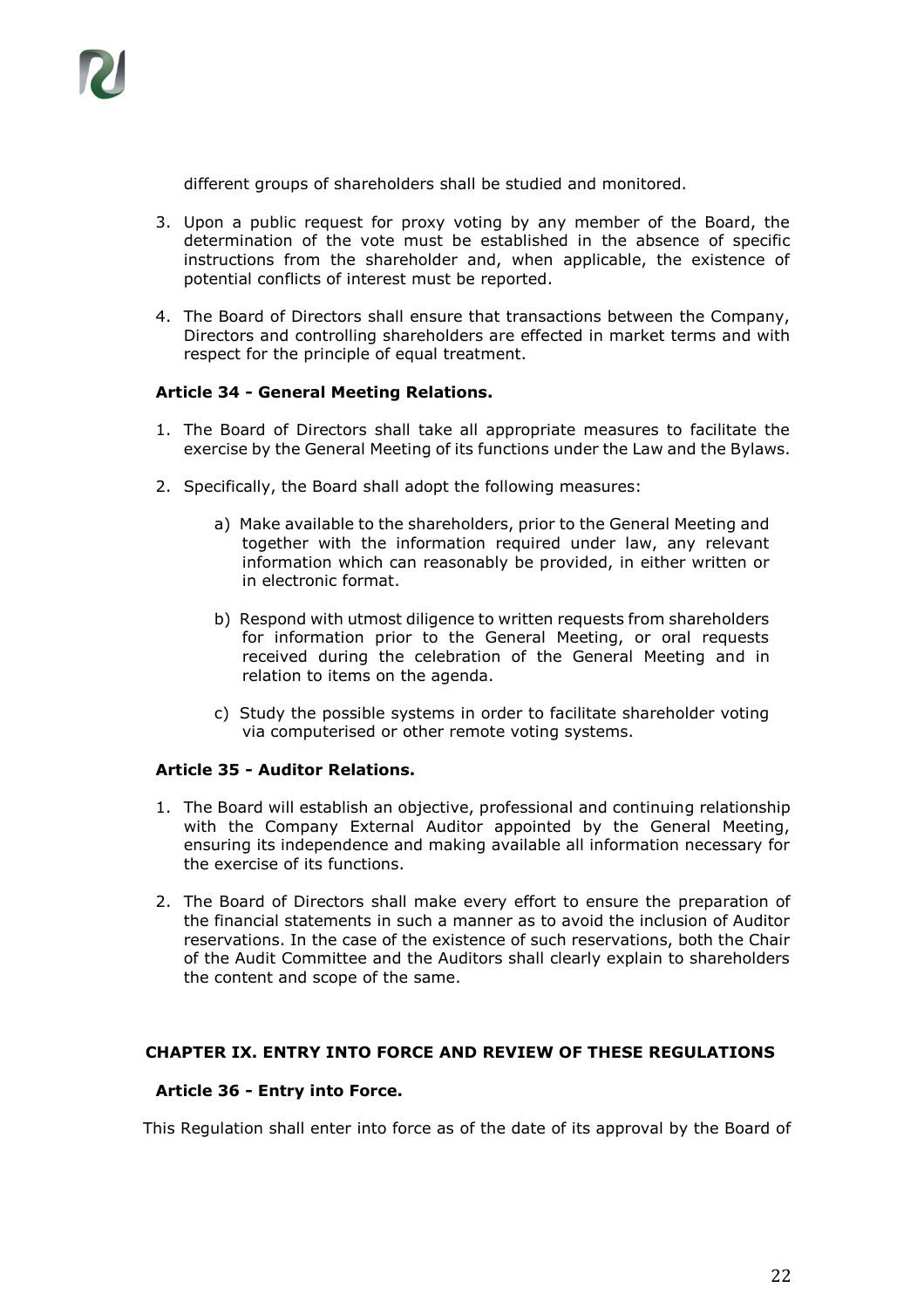different groups of shareholders shall be studied and monitored.

3. Upon a public request for proxy voting by any member of the Board, the determination of the vote must be established in the absence of specific instructions from the shareholder and, when applicable, the existence of potential conflicts of interest must be reported.

4. The Board of Directors shall ensure that transactions between the Company, Directors and controlling shareholders are effected in market terms and with respect for the principle of equal treatment.

**Article 34 - General Meeting Relations.**

1. The Board of Directors shall take all appropriate measures to facilitate the exercise by the General Meeting of its functions under the Law and the Bylaws.

2. Specifically, the Board shall adopt the following measures:

   a) Make available to the shareholders, prior to the General Meeting and together with the information required under law, any relevant information which can reasonably be provided, in either written or in electronic format.

   b) Respond with utmost diligence to written requests from shareholders for information prior to the General Meeting, or oral requests received during the celebration of the General Meeting and in relation to items on the agenda.

   c) Study the possible systems in order to facilitate shareholder voting via computerised or other remote voting systems.

**Article 35 - Auditor Relations.**

1. The Board will establish an objective, professional and continuing relationship with the Company External Auditor appointed by the General Meeting, ensuring its independence and making available all information necessary for the exercise of its functions.

2. The Board of Directors shall make every effort to ensure the preparation of the financial statements in such a manner as to avoid the inclusion of Auditor reservations. In the case of the existence of such reservations, both the Chair of the Audit Committee and the Auditors shall clearly explain to shareholders the content and scope of the same.

## CHAPTER IX. ENTRY INTO FORCE AND REVIEW OF THESE REGULATIONS

**Article 36 - Entry into Force.**

This Regulation shall enter into force as of the date of its approval by the Board of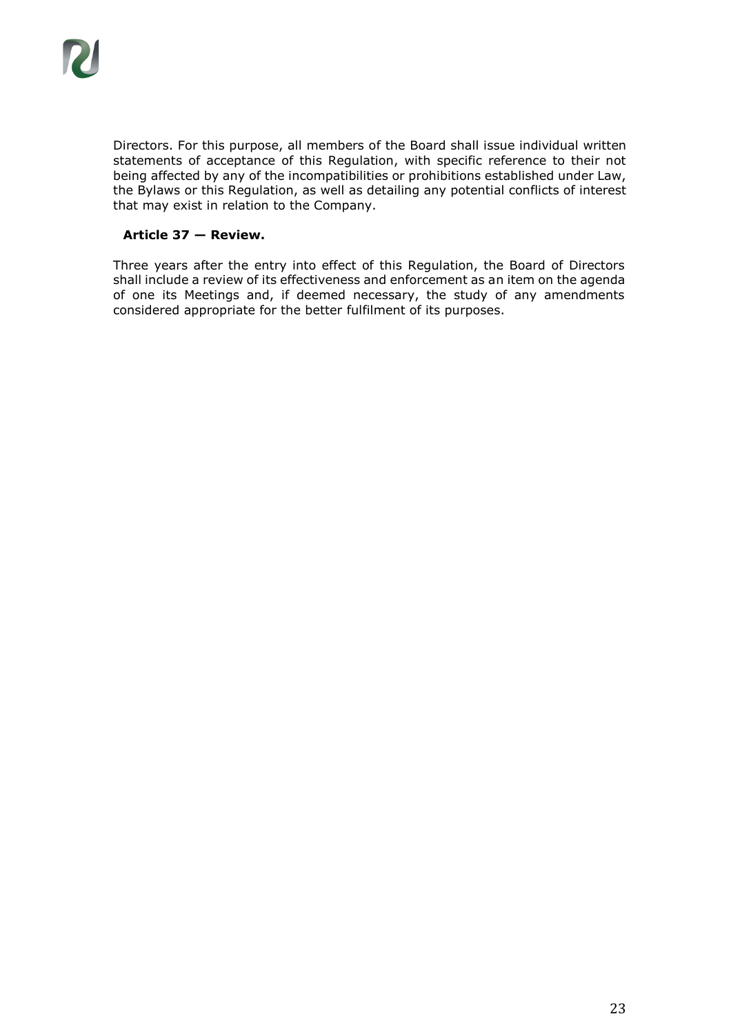Directors. For this purpose, all members of the Board shall issue individual written statements of acceptance of this Regulation, with specific reference to their not being affected by any of the incompatibilities or prohibitions established under Law, the Bylaws or this Regulation, as well as detailing any potential conflicts of interest that may exist in relation to the Company.

### Article 37 — Review.

Three years after the entry into effect of this Regulation, the Board of Directors shall include a review of its effectiveness and enforcement as an item on the agenda of one its Meetings and, if deemed necessary, the study of any amendments considered appropriate for the better fulfilment of its purposes.